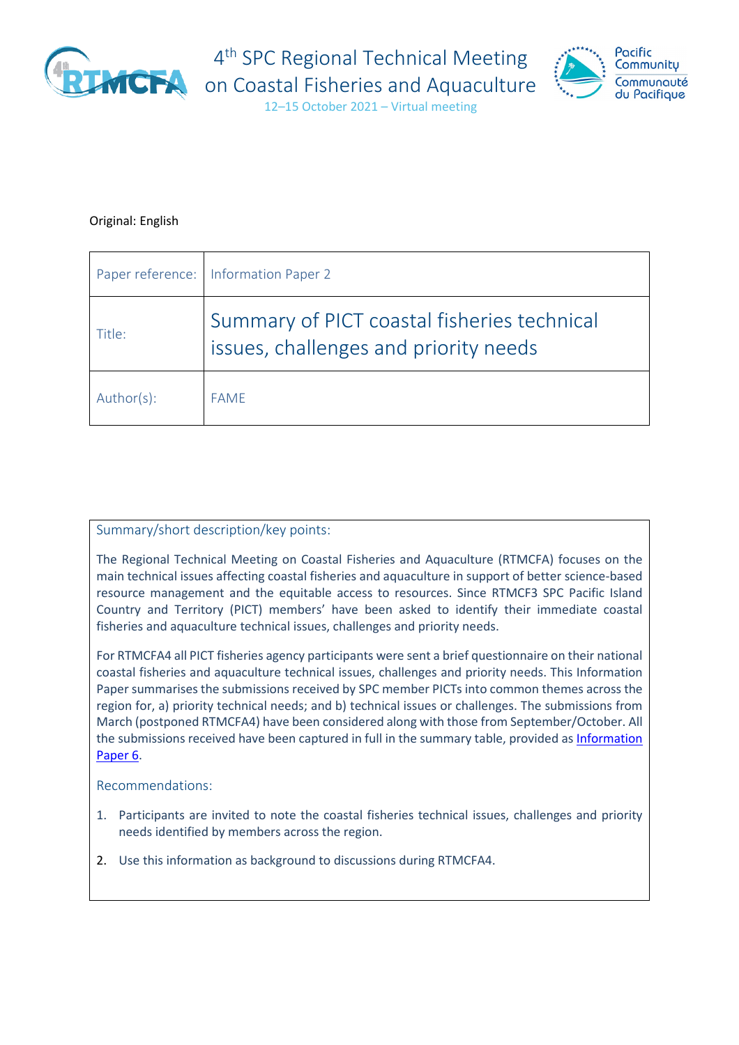4th SPC Regional Technical Meeting on Coastal Fisheries and Aquaculture

12–15 October 2021 – Virtual meeting

Original: English

| Paper reference: | Information Paper 2 |
|---|---|
| Title: | Summary of PICT coastal fisheries technical issues, challenges and priority needs |
| Author(s): | FAME |

### Summary/short description/key points:

The Regional Technical Meeting on Coastal Fisheries and Aquaculture (RTMCFA) focuses on the main technical issues affecting coastal fisheries and aquaculture in support of better science-based resource management and the equitable access to resources. Since RTMCF3 SPC Pacific Island Country and Territory (PICT) members' have been asked to identify their immediate coastal fisheries and aquaculture technical issues, challenges and priority needs.

For RTMCFA4 all PICT fisheries agency participants were sent a brief questionnaire on their national coastal fisheries and aquaculture technical issues, challenges and priority needs. This Information Paper summarises the submissions received by SPC member PICTs into common themes across the region for, a) priority technical needs; and b) technical issues or challenges. The submissions from March (postponed RTMCFA4) have been considered along with those from September/October. All the submissions received have been captured in full in the summary table, provided as Information Paper 6.

### Recommendations:

1. Participants are invited to note the coastal fisheries technical issues, challenges and priority needs identified by members across the region.
2. Use this information as background to discussions during RTMCFA4.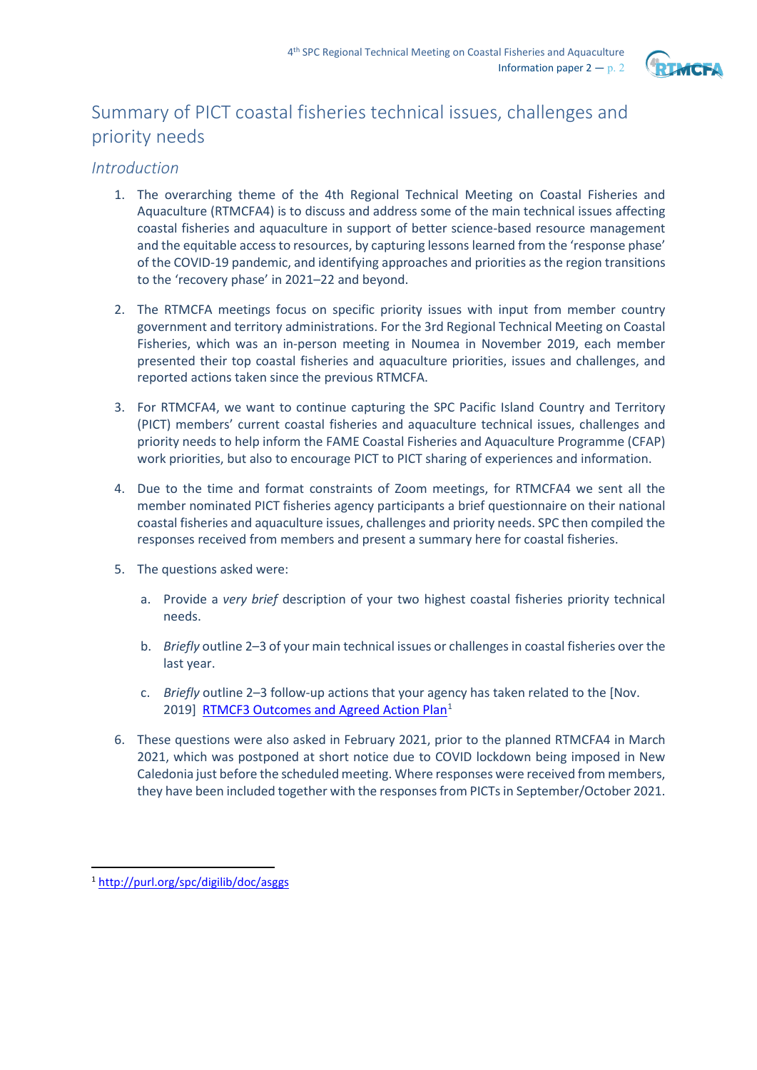# Summary of PICT coastal fisheries technical issues, challenges and priority needs

## *Introduction*

1. The overarching theme of the 4th Regional Technical Meeting on Coastal Fisheries and Aquaculture (RTMCFA4) is to discuss and address some of the main technical issues affecting coastal fisheries and aquaculture in support of better science-based resource management and the equitable access to resources, by capturing lessons learned from the 'response phase' of the COVID-19 pandemic, and identifying approaches and priorities as the region transitions to the 'recovery phase' in 2021–22 and beyond.

2. The RTMCFA meetings focus on specific priority issues with input from member country government and territory administrations. For the 3rd Regional Technical Meeting on Coastal Fisheries, which was an in-person meeting in Noumea in November 2019, each member presented their top coastal fisheries and aquaculture priorities, issues and challenges, and reported actions taken since the previous RTMCFA.

3. For RTMCFA4, we want to continue capturing the SPC Pacific Island Country and Territory (PICT) members' current coastal fisheries and aquaculture technical issues, challenges and priority needs to help inform the FAME Coastal Fisheries and Aquaculture Programme (CFAP) work priorities, but also to encourage PICT to PICT sharing of experiences and information.

4. Due to the time and format constraints of Zoom meetings, for RTMCFA4 we sent all the member nominated PICT fisheries agency participants a brief questionnaire on their national coastal fisheries and aquaculture issues, challenges and priority needs. SPC then compiled the responses received from members and present a summary here for coastal fisheries.

5. The questions asked were:

   a. Provide a *very brief* description of your two highest coastal fisheries priority technical needs.

   b. *Briefly* outline 2–3 of your main technical issues or challenges in coastal fisheries over the last year.

   c. *Briefly* outline 2–3 follow-up actions that your agency has taken related to the [Nov. 2019] RTMCF3 Outcomes and Agreed Action Plan[1]

6. These questions were also asked in February 2021, prior to the planned RTMCFA4 in March 2021, which was postponed at short notice due to COVID lockdown being imposed in New Caledonia just before the scheduled meeting. Where responses were received from members, they have been included together with the responses from PICTs in September/October 2021.

[1] http://purl.org/spc/digilib/doc/asggs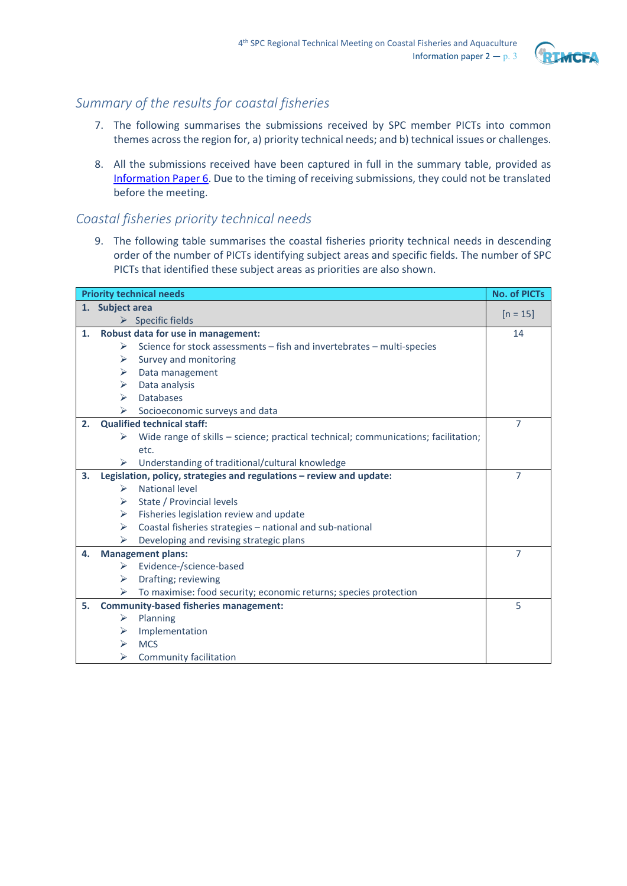## Summary of the results for coastal fisheries

7. The following summarises the submissions received by SPC member PICTs into common themes across the region for, a) priority technical needs; and b) technical issues or challenges.

8. All the submissions received have been captured in full in the summary table, provided as Information Paper 6. Due to the timing of receiving submissions, they could not be translated before the meeting.

## Coastal fisheries priority technical needs

9. The following table summarises the coastal fisheries priority technical needs in descending order of the number of PICTs identifying subject areas and specific fields. The number of SPC PICTs that identified these subject areas as priorities are also shown.

| Priority technical needs | No. of PICTs |
|---|---|
| **1. Subject area**<br>➢ Specific fields | [n = 15] |
| **1. Robust data for use in management:**<br>➢ Science for stock assessments – fish and invertebrates – multi-species<br>➢ Survey and monitoring<br>➢ Data management<br>➢ Data analysis<br>➢ Databases<br>➢ Socioeconomic surveys and data | 14 |
| **2. Qualified technical staff:**<br>➢ Wide range of skills – science; practical technical; communications; facilitation; etc.<br>➢ Understanding of traditional/cultural knowledge | 7 |
| **3. Legislation, policy, strategies and regulations – review and update:**<br>➢ National level<br>➢ State / Provincial levels<br>➢ Fisheries legislation review and update<br>➢ Coastal fisheries strategies – national and sub-national<br>➢ Developing and revising strategic plans | 7 |
| **4. Management plans:**<br>➢ Evidence-/science-based<br>➢ Drafting; reviewing<br>➢ To maximise: food security; economic returns; species protection | 7 |
| **5. Community-based fisheries management:**<br>➢ Planning<br>➢ Implementation<br>➢ MCS<br>➢ Community facilitation | 5 |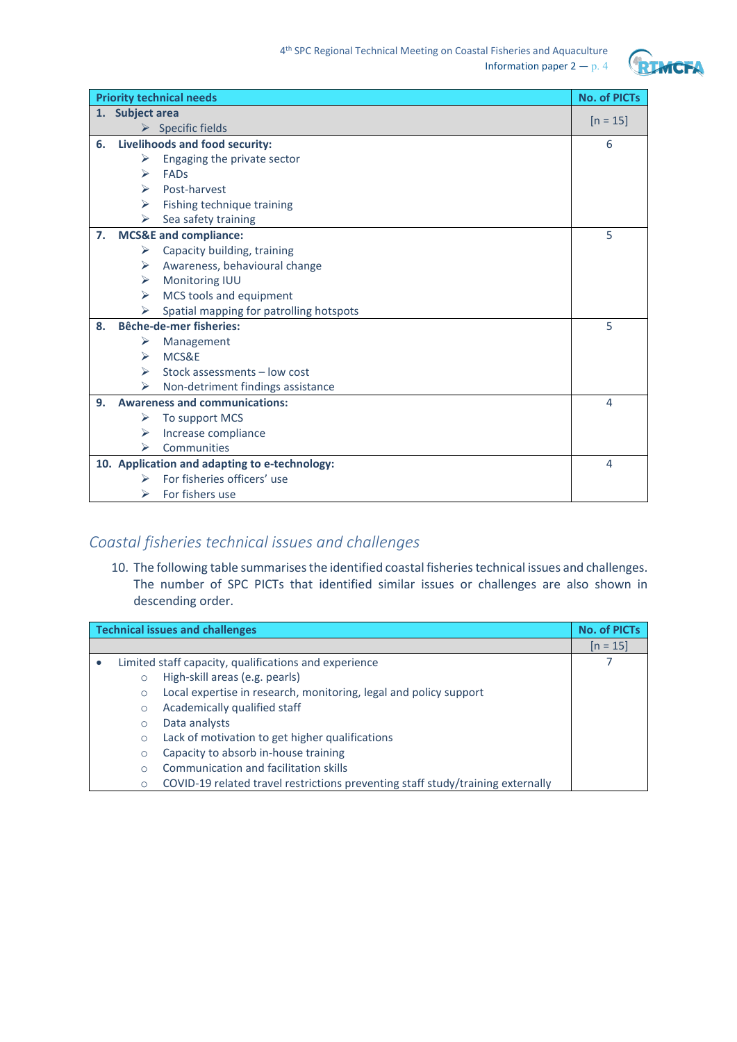| Priority technical needs | No. of PICTs |
|---|---|
| **1. Subject area**<br>➢ Specific fields | [n = 15] |
| **6. Livelihoods and food security:**<br>➢ Engaging the private sector<br>➢ FADs<br>➢ Post-harvest<br>➢ Fishing technique training<br>➢ Sea safety training | 6 |
| **7. MCS&E and compliance:**<br>➢ Capacity building, training<br>➢ Awareness, behavioural change<br>➢ Monitoring IUU<br>➢ MCS tools and equipment<br>➢ Spatial mapping for patrolling hotspots | 5 |
| **8. Bêche-de-mer fisheries:**<br>➢ Management<br>➢ MCS&E<br>➢ Stock assessments – low cost<br>➢ Non-detriment findings assistance | 5 |
| **9. Awareness and communications:**<br>➢ To support MCS<br>➢ Increase compliance<br>➢ Communities | 4 |
| **10. Application and adapting to e-technology:**<br>➢ For fisheries officers' use<br>➢ For fishers use | 4 |

## *Coastal fisheries technical issues and challenges*

10. The following table summarises the identified coastal fisheries technical issues and challenges. The number of SPC PICTs that identified similar issues or challenges are also shown in descending order.

| Technical issues and challenges | No. of PICTs |
|---|---|
| | [n = 15] |
| • Limited staff capacity, qualifications and experience<br>○ High-skill areas (e.g. pearls)<br>○ Local expertise in research, monitoring, legal and policy support<br>○ Academically qualified staff<br>○ Data analysts<br>○ Lack of motivation to get higher qualifications<br>○ Capacity to absorb in-house training<br>○ Communication and facilitation skills<br>○ COVID-19 related travel restrictions preventing staff study/training externally | 7 |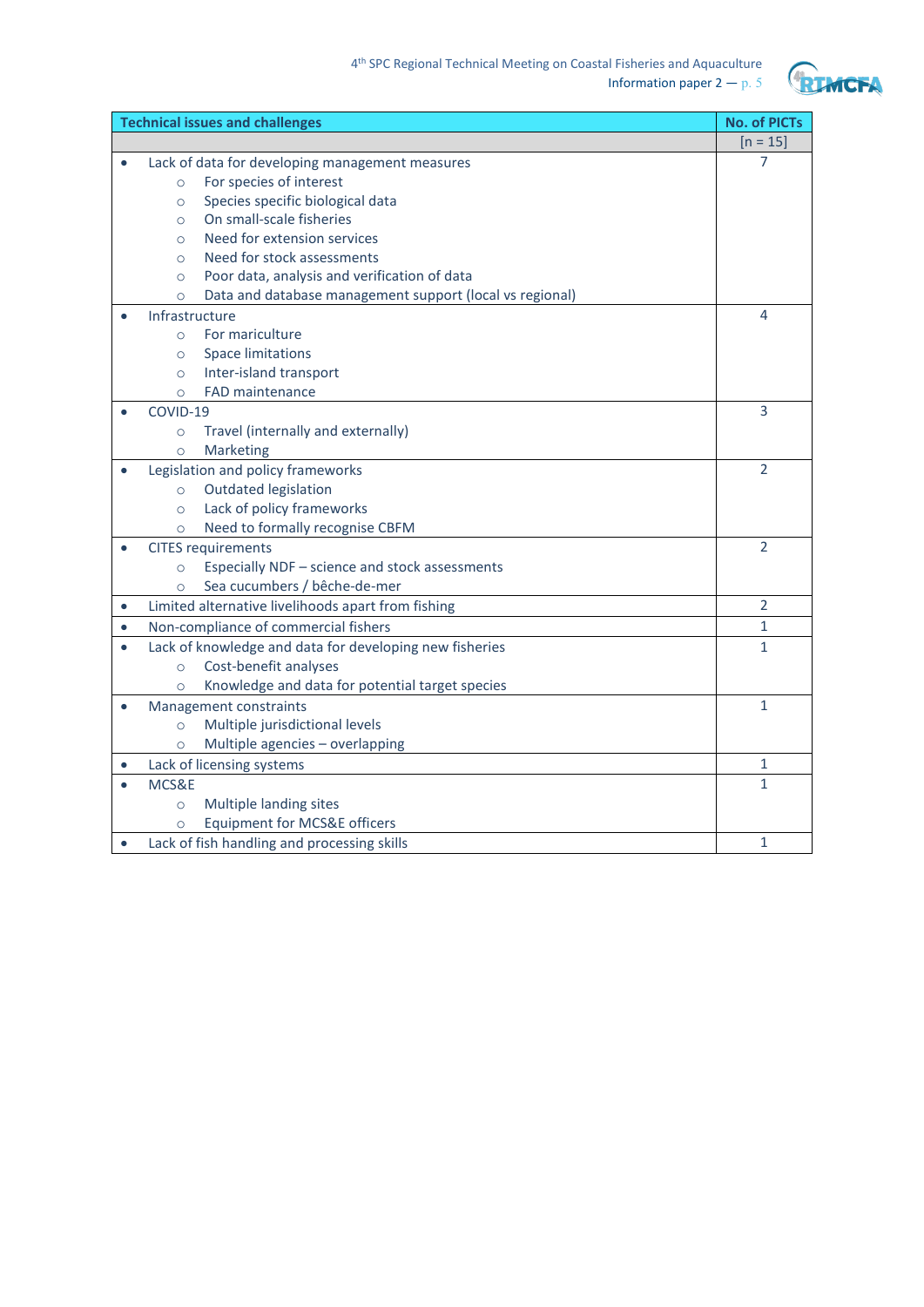| Technical issues and challenges | No. of PICTs |
|---|---|
| | [n = 15] |
| • Lack of data for developing management measures<br>  ○ For species of interest<br>  ○ Species specific biological data<br>  ○ On small-scale fisheries<br>  ○ Need for extension services<br>  ○ Need for stock assessments<br>  ○ Poor data, analysis and verification of data<br>  ○ Data and database management support (local vs regional) | 7 |
| • Infrastructure<br>  ○ For mariculture<br>  ○ Space limitations<br>  ○ Inter-island transport<br>  ○ FAD maintenance | 4 |
| • COVID-19<br>  ○ Travel (internally and externally)<br>  ○ Marketing | 3 |
| • Legislation and policy frameworks<br>  ○ Outdated legislation<br>  ○ Lack of policy frameworks<br>  ○ Need to formally recognise CBFM | 2 |
| • CITES requirements<br>  ○ Especially NDF – science and stock assessments<br>  ○ Sea cucumbers / bêche-de-mer | 2 |
| • Limited alternative livelihoods apart from fishing | 2 |
| • Non-compliance of commercial fishers | 1 |
| • Lack of knowledge and data for developing new fisheries<br>  ○ Cost-benefit analyses<br>  ○ Knowledge and data for potential target species | 1 |
| • Management constraints<br>  ○ Multiple jurisdictional levels<br>  ○ Multiple agencies – overlapping | 1 |
| • Lack of licensing systems | 1 |
| • MCS&E<br>  ○ Multiple landing sites<br>  ○ Equipment for MCS&E officers | 1 |
| • Lack of fish handling and processing skills | 1 |